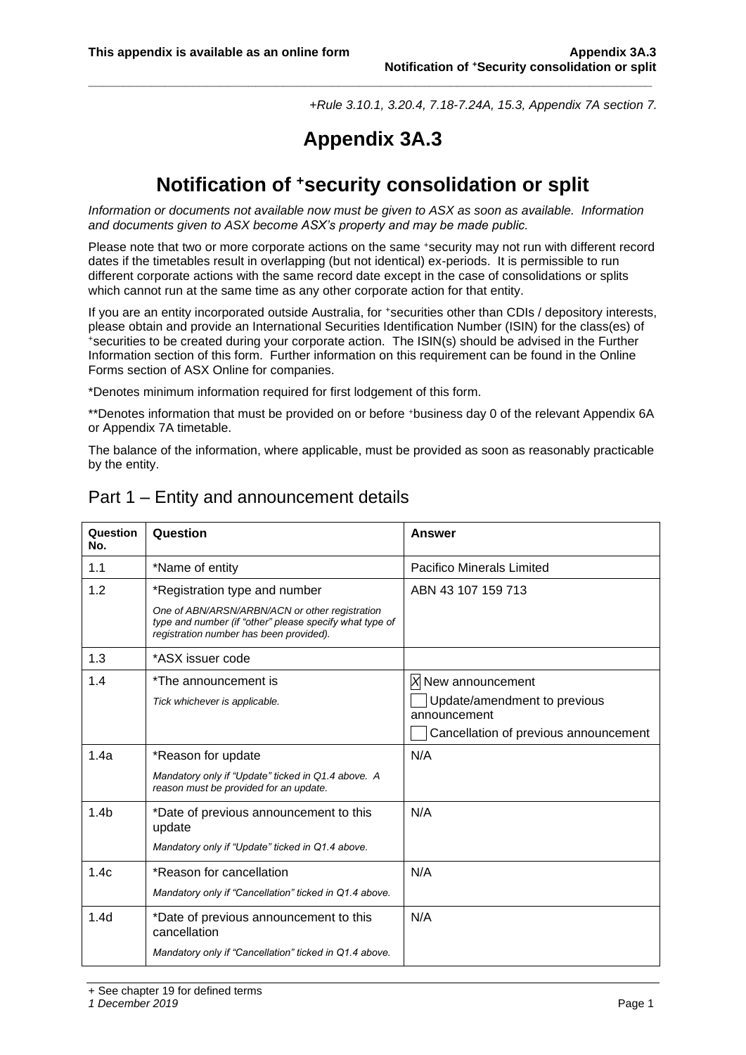+Rule 3.10.1, 3.20.4, 7.18-7.24A, 15.3, Appendix 7A section 7.

# Appendix 3A.3

## Notification of +security consolidation or split

*Information or documents not available now must be given to ASX as soon as available. Information and documents given to ASX become ASX's property and may be made public.*

Please note that two or more corporate actions on the same +security may not run with different record dates if the timetables result in overlapping (but not identical) ex-periods. It is permissible to run different corporate actions with the same record date except in the case of consolidations or splits which cannot run at the same time as any other corporate action for that entity.

If you are an entity incorporated outside Australia, for +securities other than CDIs / depository interests, please obtain and provide an International Securities Identification Number (ISIN) for the class(es) of +securities to be created during your corporate action. The ISIN(s) should be advised in the Further Information section of this form. Further information on this requirement can be found in the Online Forms section of ASX Online for companies.

*Denotes minimum information required for first lodgement of this form.

**Denotes information that must be provided on or before +business day 0 of the relevant Appendix 6A or Appendix 7A timetable.

The balance of the information, where applicable, must be provided as soon as reasonably practicable by the entity.

## Part 1 – Entity and announcement details

| Question No. | Question | Answer |
|---|---|---|
| 1.1 | *Name of entity | Pacifico Minerals Limited |
| 1.2 | *Registration type and number<br>*One of ABN/ARSN/ARBN/ACN or other registration type and number (if "other" please specify what type of registration number has been provided).* | ABN 43 107 159 713 |
| 1.3 | *ASX issuer code | |
| 1.4 | *The announcement is<br>*Tick whichever is applicable.* | ☒ New announcement<br>☐ Update/amendment to previous announcement<br>☐ Cancellation of previous announcement |
| 1.4a | *Reason for update<br>*Mandatory only if "Update" ticked in Q1.4 above. A reason must be provided for an update.* | N/A |
| 1.4b | *Date of previous announcement to this update<br>*Mandatory only if "Update" ticked in Q1.4 above.* | N/A |
| 1.4c | *Reason for cancellation<br>*Mandatory only if "Cancellation" ticked in Q1.4 above.* | N/A |
| 1.4d | *Date of previous announcement to this cancellation<br>*Mandatory only if "Cancellation" ticked in Q1.4 above.* | N/A |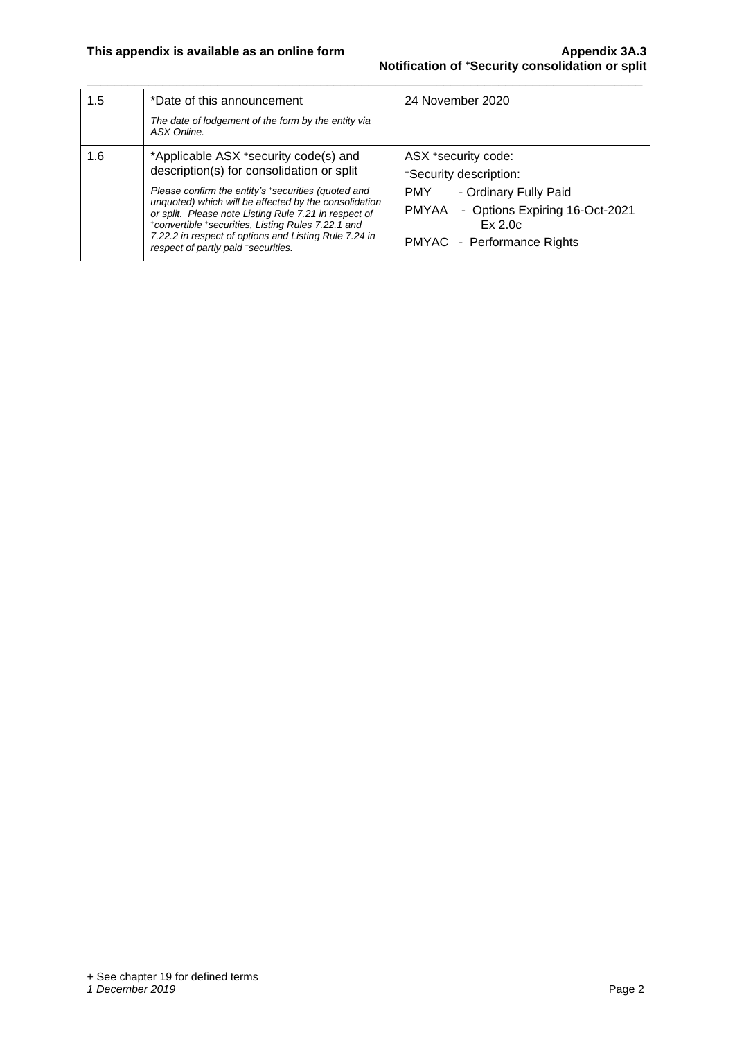| 1.5 | *Date of this announcement<br>*The date of lodgement of the form by the entity via ASX Online.* | 24 November 2020 |
|---|---|---|
| 1.6 | *Applicable ASX +security code(s) and description(s) for consolidation or split<br>*Please confirm the entity's +securities (quoted and unquoted) which will be affected by the consolidation or split. Please note Listing Rule 7.21 in respect of +convertible +securities, Listing Rules 7.22.1 and 7.22.2 in respect of options and Listing Rule 7.24 in respect of partly paid +securities.* | ASX +security code:<br>+Security description:<br>PMY - Ordinary Fully Paid<br>PMYAA - Options Expiring 16-Oct-2021 Ex 2.0c<br>PMYAC - Performance Rights |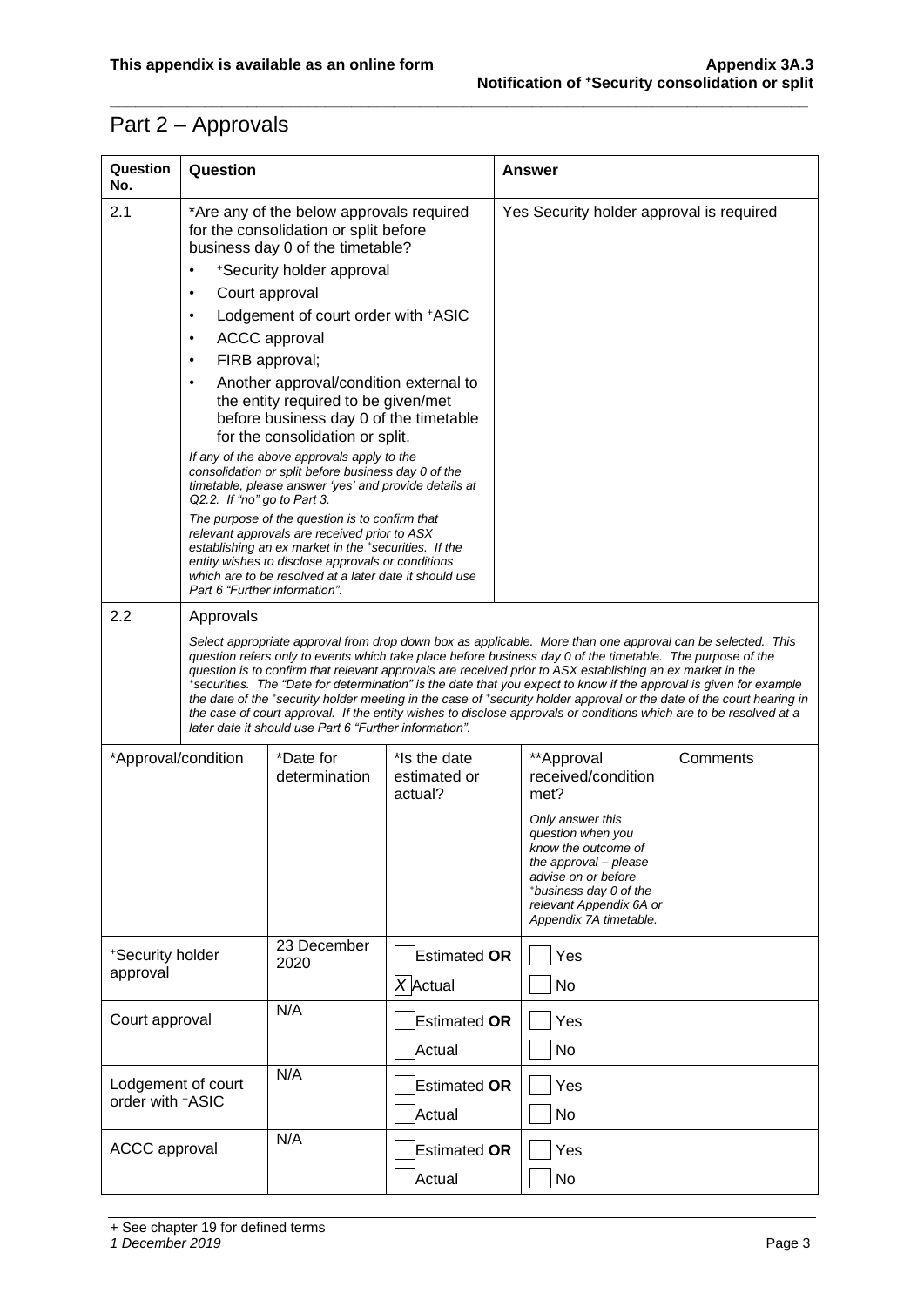# Part 2 – Approvals

| Question No. | Question | Answer |
|---|---|---|
| 2.1 | *Are any of the below approvals required for the consolidation or split before business day 0 of the timetable?<br>• +Security holder approval<br>• Court approval<br>• Lodgement of court order with +ASIC<br>• ACCC approval<br>• FIRB approval;<br>• Another approval/condition external to the entity required to be given/met before business day 0 of the timetable for the consolidation or split.<br>*If any of the above approvals apply to the consolidation or split before business day 0 of the timetable, please answer 'yes' and provide details at Q2.2. If "no" go to Part 3.*<br>*The purpose of the question is to confirm that relevant approvals are received prior to ASX establishing an ex market in the +securities. If the entity wishes to disclose approvals or conditions which are to be resolved at a later date it should use Part 6 "Further information".* | Yes Security holder approval is required |
| 2.2 | Approvals<br>*Select appropriate approval from drop down box as applicable. More than one approval can be selected. This question refers only to events which take place before business day 0 of the timetable. The purpose of the question is to confirm that relevant approvals are received prior to ASX establishing an ex market in the +securities. The "Date for determination" is the date that you expect to know if the approval is given for example the date of the +security holder meeting in the case of +security holder approval or the date of the court hearing in the case of court approval. If the entity wishes to disclose approvals or conditions which are to be resolved at a later date it should use Part 6 "Further information".* | |

| *Approval/condition | *Date for determination | *Is the date estimated or actual? | **Approval received/condition met?<br>*Only answer this question when you know the outcome of the approval – please advise on or before +business day 0 of the relevant Appendix 6A or Appendix 7A timetable.* | Comments |
|---|---|---|---|---|
| +Security holder approval | 23 December 2020 | ☐ Estimated **OR**<br>☒ Actual | ☐ Yes<br>☐ No | |
| Court approval | N/A | ☐ Estimated **OR**<br>☐ Actual | ☐ Yes<br>☐ No | |
| Lodgement of court order with +ASIC | N/A | ☐ Estimated **OR**<br>☐ Actual | ☐ Yes<br>☐ No | |
| ACCC approval | N/A | ☐ Estimated **OR**<br>☐ Actual | ☐ Yes<br>☐ No | |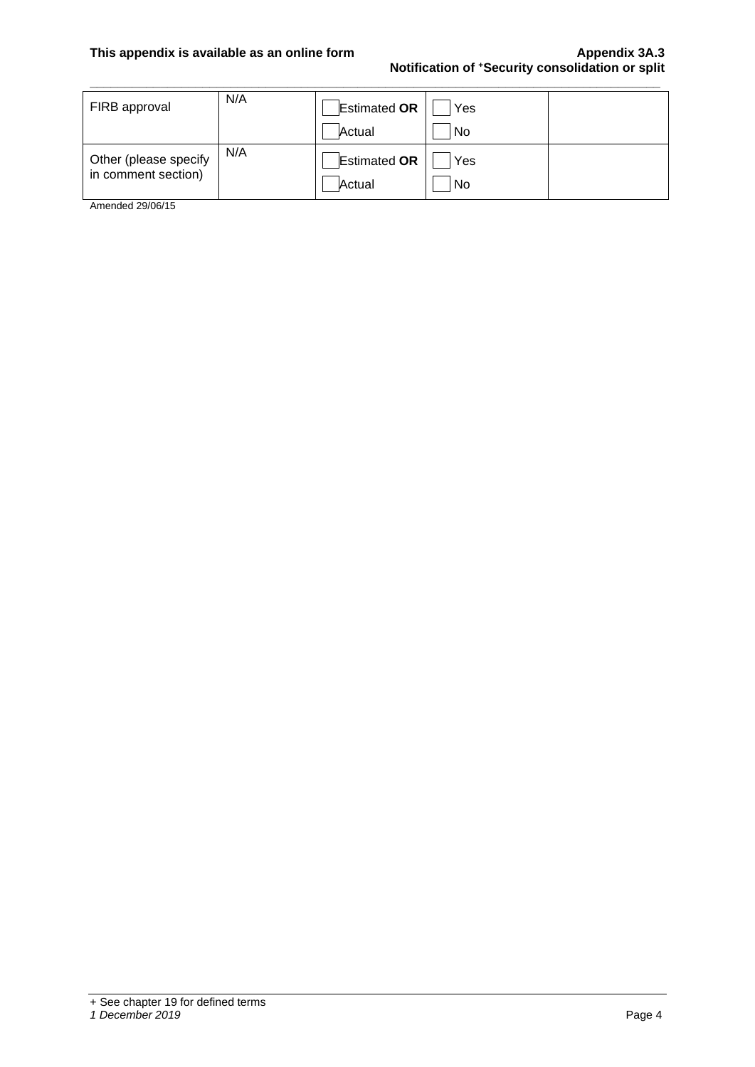| FIRB approval | N/A | Estimated **OR** Actual | Yes No | |
|---|---|---|---|---|
| Other (please specify in comment section) | N/A | Estimated **OR** Actual | Yes No | |

Amended 29/06/15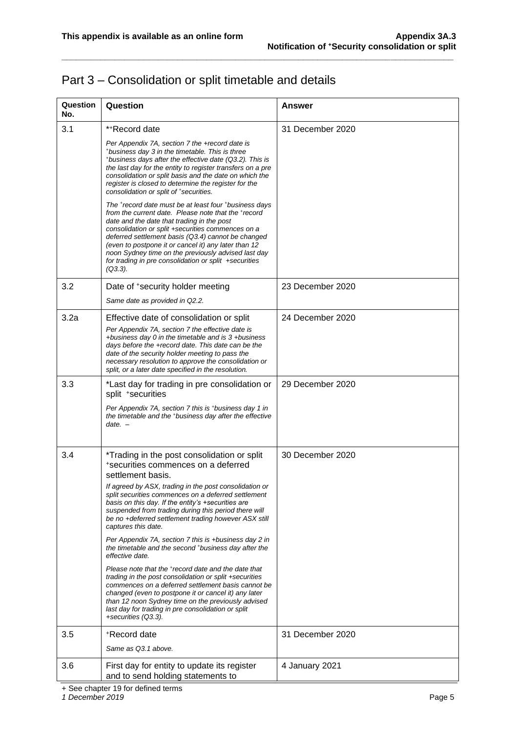# Part 3 – Consolidation or split timetable and details

| Question No. | Question | Answer |
|---|---|---|
| 3.1 | *+Record date<br>*Per Appendix 7A, section 7 the +record date is +business day 3 in the timetable. This is three +business days after the effective date (Q3.2). This is the last day for the entity to register transfers on a pre consolidation or split basis and the date on which the register is closed to determine the register for the consolidation or split of +securities.*<br>*The +record date must be at least four +business days from the current date. Please note that the +record date and the date that trading in the post consolidation or split +securities commences on a deferred settlement basis (Q3.4) cannot be changed (even to postpone it or cancel it) any later than 12 noon Sydney time on the previously advised last day for trading in pre consolidation or split +securities (Q3.3).* | 31 December 2020 |
| 3.2 | Date of +security holder meeting<br>*Same date as provided in Q2.2.* | 23 December 2020 |
| 3.2a | Effective date of consolidation or split<br>*Per Appendix 7A, section 7 the effective date is +business day 0 in the timetable and is 3 +business days before the +record date. This date can be the date of the security holder meeting to pass the necessary resolution to approve the consolidation or split, or a later date specified in the resolution.* | 24 December 2020 |
| 3.3 | *Last day for trading in pre consolidation or split +securities<br>*Per Appendix 7A, section 7 this is +business day 1 in the timetable and the +business day after the effective date. –* | 29 December 2020 |
| 3.4 | *Trading in the post consolidation or split +securities commences on a deferred settlement basis.<br>*If agreed by ASX, trading in the post consolidation or split securities commences on a deferred settlement basis on this day. If the entity's +securities are suspended from trading during this period there will be no +deferred settlement trading however ASX still captures this date.*<br>*Per Appendix 7A, section 7 this is +business day 2 in the timetable and the second +business day after the effective date.*<br>*Please note that the +record date and the date that trading in the post consolidation or split +securities commences on a deferred settlement basis cannot be changed (even to postpone it or cancel it) any later than 12 noon Sydney time on the previously advised last day for trading in pre consolidation or split +securities (Q3.3).* | 30 December 2020 |
| 3.5 | +Record date<br>*Same as Q3.1 above.* | 31 December 2020 |
| 3.6 | First day for entity to update its register and to send holding statements to | 4 January 2021 |

+ See chapter 19 for defined terms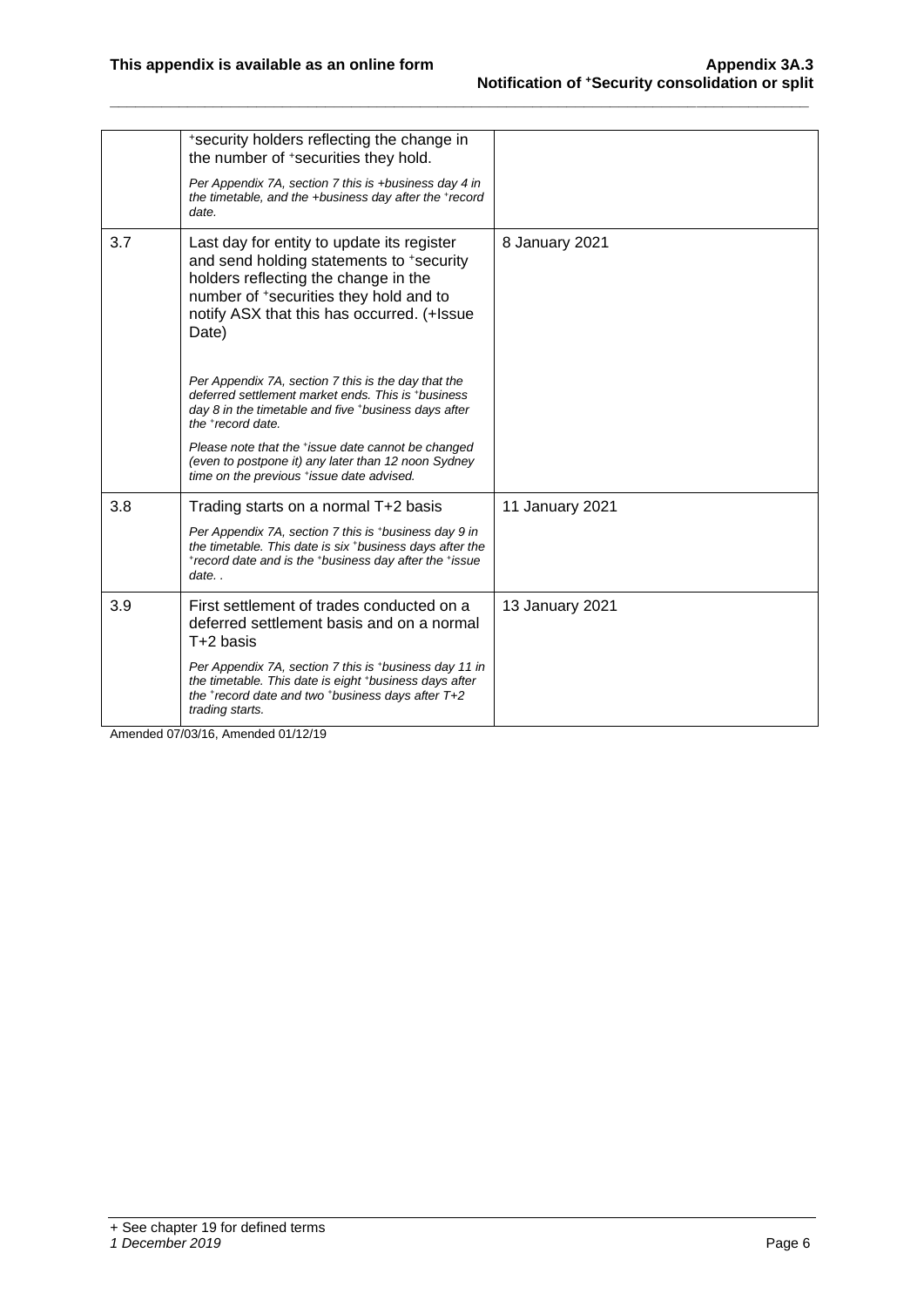| | | |
|---|---|---|
| | +security holders reflecting the change in the number of +securities they hold.<br><br>*Per Appendix 7A, section 7 this is +business day 4 in the timetable, and the +business day after the +record date.* | |
| 3.7 | Last day for entity to update its register and send holding statements to +security holders reflecting the change in the number of +securities they hold and to notify ASX that this has occurred. (+Issue Date)<br><br>*Per Appendix 7A, section 7 this is the day that the deferred settlement market ends. This is +business day 8 in the timetable and five +business days after the +record date.*<br><br>*Please note that the +issue date cannot be changed (even to postpone it) any later than 12 noon Sydney time on the previous +issue date advised.* | 8 January 2021 |
| 3.8 | Trading starts on a normal T+2 basis<br><br>*Per Appendix 7A, section 7 this is +business day 9 in the timetable. This date is six +business days after the +record date and is the +business day after the +issue date. .* | 11 January 2021 |
| 3.9 | First settlement of trades conducted on a deferred settlement basis and on a normal T+2 basis<br><br>*Per Appendix 7A, section 7 this is +business day 11 in the timetable. This date is eight +business days after the +record date and two +business days after T+2 trading starts.* | 13 January 2021 |

Amended 07/03/16, Amended 01/12/19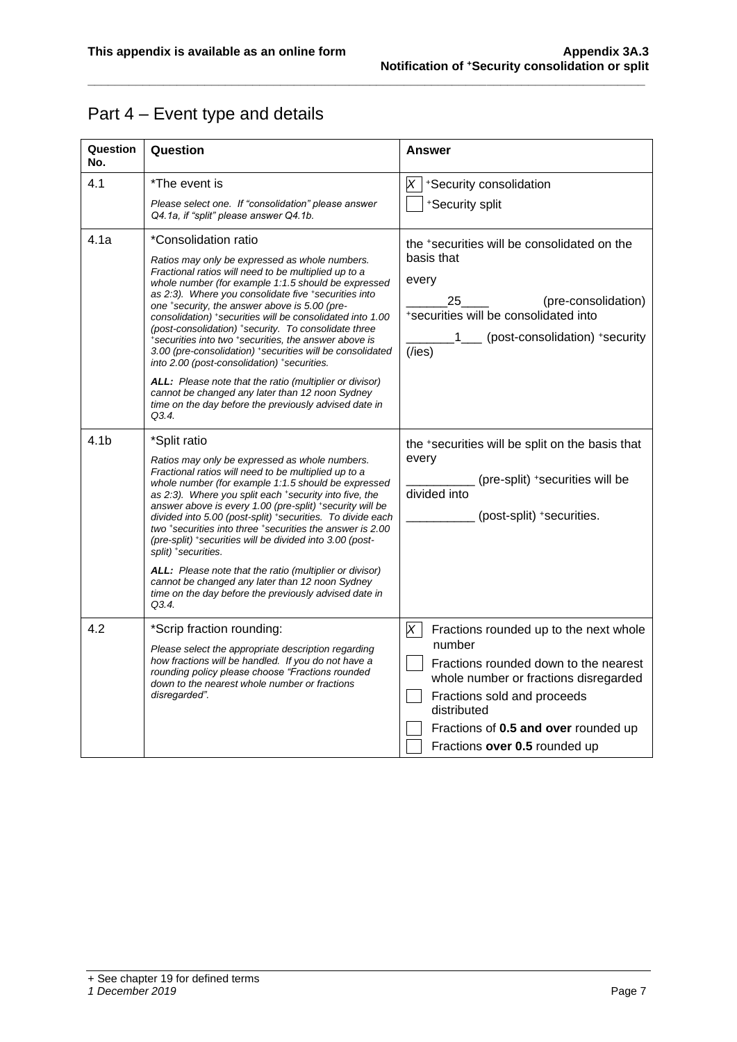# Part 4 – Event type and details

| Question No. | Question | Answer |
|---|---|---|
| 4.1 | *The event is<br><br>*Please select one. If "consolidation" please answer Q4.1a, if "split" please answer Q4.1b.* | [X] +Security consolidation<br>[ ] +Security split |
| 4.1a | *Consolidation ratio<br><br>*Ratios may only be expressed as whole numbers. Fractional ratios will need to be multiplied up to a whole number (for example 1:1.5 should be expressed as 2:3). Where you consolidate five +securities into one +security, the answer above is 5.00 (pre-consolidation) +securities will be consolidated into 1.00 (post-consolidation) +security. To consolidate three +securities into two +securities, the answer above is 3.00 (pre-consolidation) +securities will be consolidated into 2.00 (post-consolidation) +securities.*<br><br>***ALL:** Please note that the ratio (multiplier or divisor) cannot be changed any later than 12 noon Sydney time on the day before the previously advised date in Q3.4.* | the +securities will be consolidated on the basis that<br><br>every<br><br>______25____ (pre-consolidation) +securities will be consolidated into<br><br>_______1___ (post-consolidation) +security (/ies) |
| 4.1b | *Split ratio<br><br>*Ratios may only be expressed as whole numbers. Fractional ratios will need to be multiplied up to a whole number (for example 1:1.5 should be expressed as 2:3). Where you split each +security into five, the answer above is every 1.00 (pre-split) +security will be divided into 5.00 (post-split) +securities. To divide each two +securities into three +securities the answer is 2.00 (pre-split) +securities will be divided into 3.00 (post-split) +securities.*<br><br>***ALL:** Please note that the ratio (multiplier or divisor) cannot be changed any later than 12 noon Sydney time on the day before the previously advised date in Q3.4.* | the +securities will be split on the basis that every<br><br>__________ (pre-split) +securities will be divided into<br><br>__________ (post-split) +securities. |
| 4.2 | *Scrip fraction rounding:<br><br>*Please select the appropriate description regarding how fractions will be handled. If you do not have a rounding policy please choose "Fractions rounded down to the nearest whole number or fractions disregarded".* | [X] Fractions rounded up to the next whole number<br>[ ] Fractions rounded down to the nearest whole number or fractions disregarded<br>[ ] Fractions sold and proceeds distributed<br>[ ] Fractions of **0.5 and over** rounded up<br>[ ] Fractions **over 0.5** rounded up |

+ See chapter 19 for defined terms
*1 December 2019*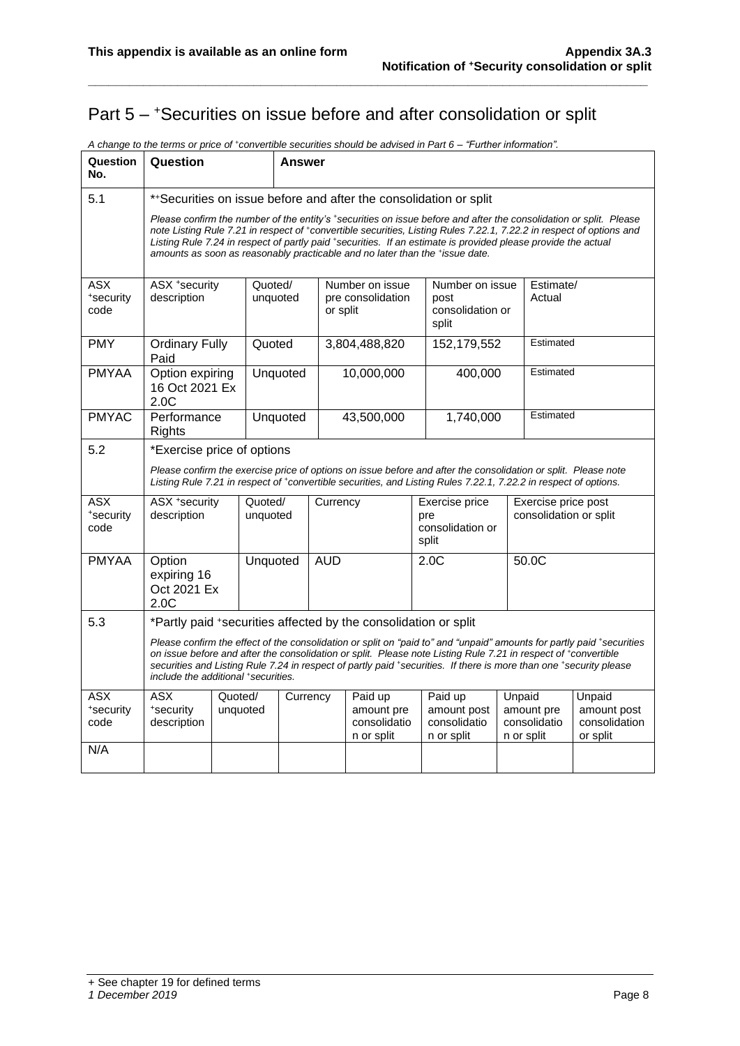# Part 5 – +Securities on issue before and after consolidation or split

*A change to the terms or price of +convertible securities should be advised in Part 6 – "Further information".*

| Question No. | Question | Answer |
|---|---|---|
| 5.1 | *+Securities on issue before and after the consolidation or split<br><br>*Please confirm the number of the entity's +securities on issue before and after the consolidation or split. Please note Listing Rule 7.21 in respect of +convertible securities, Listing Rules 7.22.1, 7.22.2 in respect of options and Listing Rule 7.24 in respect of partly paid +securities. If an estimate is provided please provide the actual amounts as soon as reasonably practicable and no later than the +issue date.* | |

| ASX +security code | ASX +security description | Quoted/ unquoted | Number on issue pre consolidation or split | Number on issue post consolidation or split | Estimate/ Actual |
|---|---|---|---|---|---|
| PMY | Ordinary Fully Paid | Quoted | 3,804,488,820 | 152,179,552 | Estimated |
| PMYAA | Option expiring 16 Oct 2021 Ex 2.0C | Unquoted | 10,000,000 | 400,000 | Estimated |
| PMYAC | Performance Rights | Unquoted | 43,500,000 | 1,740,000 | Estimated |

| Question No. | Question |
|---|---|
| 5.2 | *Exercise price of options<br><br>*Please confirm the exercise price of options on issue before and after the consolidation or split. Please note Listing Rule 7.21 in respect of +convertible securities, and Listing Rules 7.22.1, 7.22.2 in respect of options.* |

| ASX +security code | ASX +security description | Quoted/ unquoted | Currency | Exercise price pre consolidation or split | Exercise price post consolidation or split |
|---|---|---|---|---|---|
| PMYAA | Option expiring 16 Oct 2021 Ex 2.0C | Unquoted | AUD | 2.0C | 50.0C |

| Question No. | Question |
|---|---|
| 5.3 | *Partly paid +securities affected by the consolidation or split<br><br>*Please confirm the effect of the consolidation or split on "paid to" and "unpaid" amounts for partly paid +securities on issue before and after the consolidation or split. Please note Listing Rule 7.21 in respect of +convertible securities and Listing Rule 7.24 in respect of partly paid +securities. If there is more than one +security please include the additional +securities.* |

| ASX +security code | ASX +security description | Quoted/ unquoted | Currency | Paid up amount pre consolidation or split | Paid up amount post consolidation or split | Unpaid amount pre consolidation or split | Unpaid amount post consolidation or split |
|---|---|---|---|---|---|---|---|
| N/A | | | | | | | |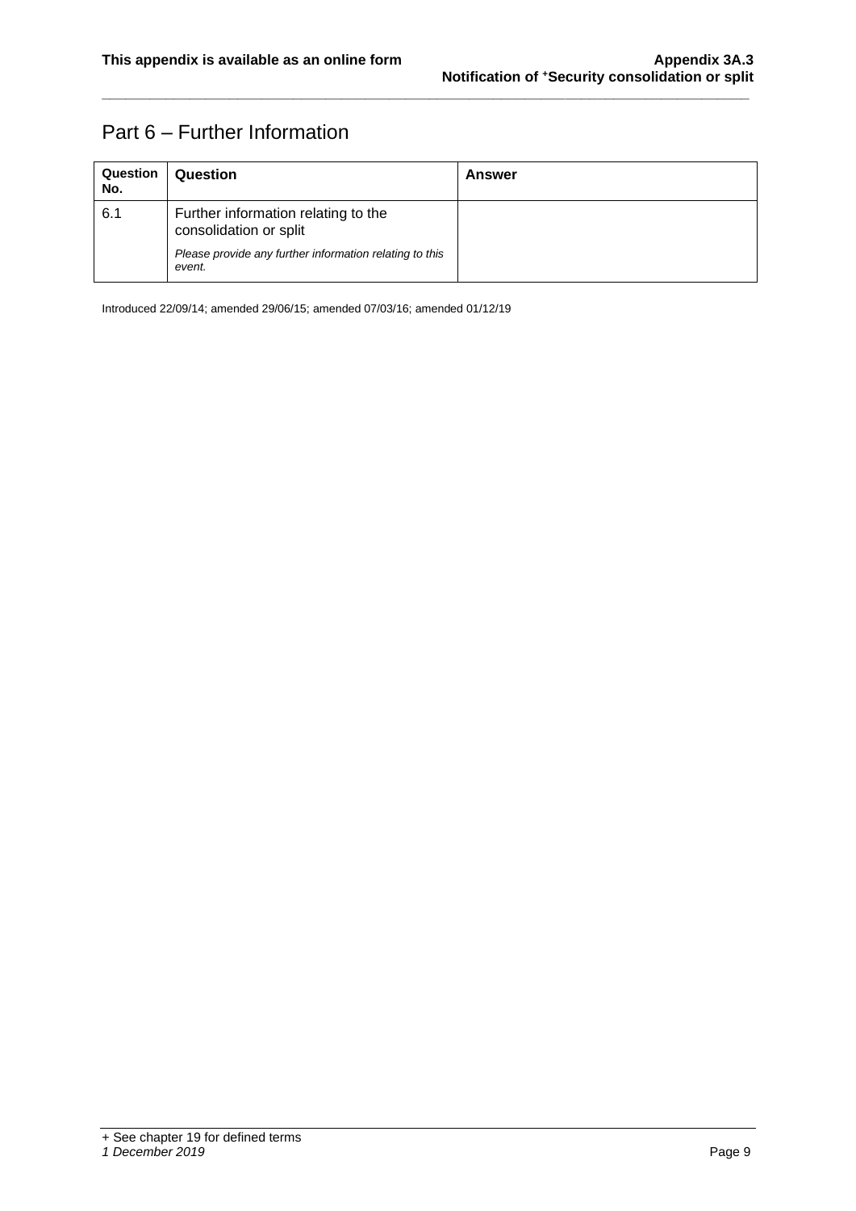# Part 6 – Further Information

| Question No. | Question | Answer |
|---|---|---|
| 6.1 | Further information relating to the consolidation or split<br>*Please provide any further information relating to this event.* | |

Introduced 22/09/14; amended 29/06/15; amended 07/03/16; amended 01/12/19